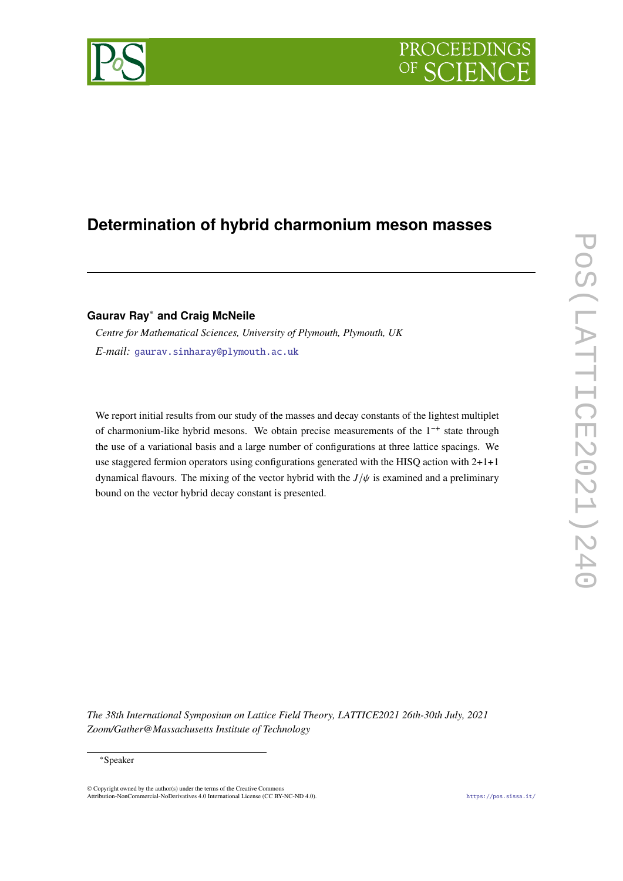# Determination of hybrid charmonium meson masses

**Gaurav Ray[∗] and Craig McNeile**

*Centre for Mathematical Sciences, University of Plymouth, Plymouth, UK*

*E-mail:* gaurav.sinharay@plymouth.ac.uk

We report initial results from our study of the masses and decay constants of the lightest multiplet of charmonium-like hybrid mesons. We obtain precise measurements of the $1^{-+}$ state through the use of a variational basis and a large number of configurations at three lattice spacings. We use staggered fermion operators using configurations generated with the HISQ action with 2+1+1 dynamical flavours. The mixing of the vector hybrid with the $J/\psi$ is examined and a preliminary bound on the vector hybrid decay constant is presented.

*The 38th International Symposium on Lattice Field Theory, LATTICE2021 26th-30th July, 2021 Zoom/Gather@Massachusetts Institute of Technology*

[∗]Speaker

© Copyright owned by the author(s) under the terms of the Creative Commons Attribution-NonCommercial-NoDerivatives 4.0 International License (CC BY-NC-ND 4.0).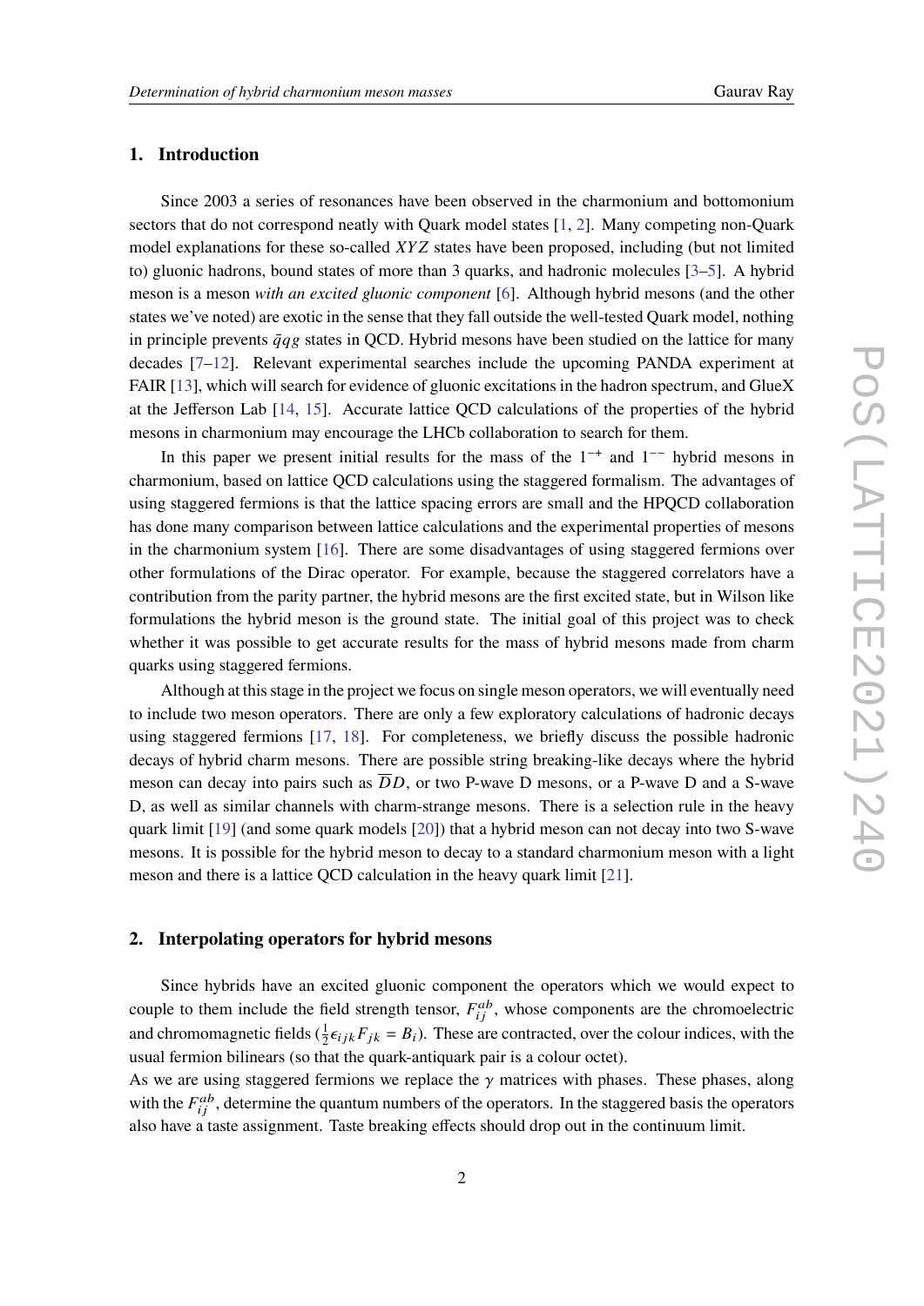## 1. Introduction

Since 2003 a series of resonances have been observed in the charmonium and bottomonium sectors that do not correspond neatly with Quark model states [1, 2]. Many competing non-Quark model explanations for these so-called $XYZ$ states have been proposed, including (but not limited to) gluonic hadrons, bound states of more than 3 quarks, and hadronic molecules [3–5]. A hybrid meson is a meson *with an excited gluonic component* [6]. Although hybrid mesons (and the other states we've noted) are exotic in the sense that they fall outside the well-tested Quark model, nothing in principle prevents $\bar{q}qg$ states in QCD. Hybrid mesons have been studied on the lattice for many decades [7–12]. Relevant experimental searches include the upcoming PANDA experiment at FAIR [13], which will search for evidence of gluonic excitations in the hadron spectrum, and GlueX at the Jefferson Lab [14, 15]. Accurate lattice QCD calculations of the properties of the hybrid mesons in charmonium may encourage the LHCb collaboration to search for them.

In this paper we present initial results for the mass of the $1^{-+}$ and $1^{--}$ hybrid mesons in charmonium, based on lattice QCD calculations using the staggered formalism. The advantages of using staggered fermions is that the lattice spacing errors are small and the HPQCD collaboration has done many comparison between lattice calculations and the experimental properties of mesons in the charmonium system [16]. There are some disadvantages of using staggered fermions over other formulations of the Dirac operator. For example, because the staggered correlators have a contribution from the parity partner, the hybrid mesons are the first excited state, but in Wilson like formulations the hybrid meson is the ground state. The initial goal of this project was to check whether it was possible to get accurate results for the mass of hybrid mesons made from charm quarks using staggered fermions.

Although at this stage in the project we focus on single meson operators, we will eventually need to include two meson operators. There are only a few exploratory calculations of hadronic decays using staggered fermions [17, 18]. For completeness, we briefly discuss the possible hadronic decays of hybrid charm mesons. There are possible string breaking-like decays where the hybrid meson can decay into pairs such as $\overline{D}D$, or two P-wave D mesons, or a P-wave D and a S-wave D, as well as similar channels with charm-strange mesons. There is a selection rule in the heavy quark limit [19] (and some quark models [20]) that a hybrid meson can not decay into two S-wave mesons. It is possible for the hybrid meson to decay to a standard charmonium meson with a light meson and there is a lattice QCD calculation in the heavy quark limit [21].

## 2. Interpolating operators for hybrid mesons

Since hybrids have an excited gluonic component the operators which we would expect to couple to them include the field strength tensor, $F_{ij}^{ab}$, whose components are the chromoelectric and chromomagnetic fields ($\frac{1}{2}\epsilon_{ijk}F_{jk} = B_i$). These are contracted, over the colour indices, with the usual fermion bilinears (so that the quark-antiquark pair is a colour octet).

As we are using staggered fermions we replace the $\gamma$ matrices with phases. These phases, along with the $F_{ij}^{ab}$, determine the quantum numbers of the operators. In the staggered basis the operators also have a taste assignment. Taste breaking effects should drop out in the continuum limit.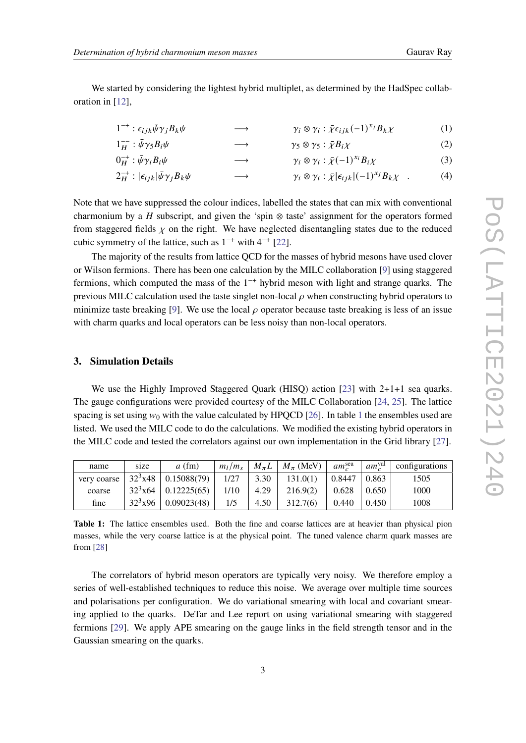We started by considering the lightest hybrid multiplet, as determined by the HadSpec collaboration in [12],

$$1^{-+} : \epsilon_{ijk}\bar{\psi}\gamma_j B_k \psi \qquad \longrightarrow \qquad \gamma_i \otimes \gamma_i : \bar{\chi}\epsilon_{ijk}(-1)^{x_j} B_k \chi \tag{1}$$

$$1^{--}_H : \bar{\psi}\gamma_5 B_i \psi \qquad \longrightarrow \qquad \gamma_5 \otimes \gamma_5 : \bar{\chi} B_i \chi \tag{2}$$

$$0^{-+}_H : \bar{\psi}\gamma_i B_i \psi \qquad \longrightarrow \qquad \gamma_i \otimes \gamma_i : \bar{\chi}(-1)^{x_i} B_i \chi \tag{3}$$

$$2^{-+}_H : |\epsilon_{ijk}|\bar{\psi}\gamma_j B_k \psi \qquad \longrightarrow \qquad \gamma_i \otimes \gamma_i : \bar{\chi}|\epsilon_{ijk}|(-1)^{x_j} B_k \chi \quad . \tag{4}$$

Note that we have suppressed the colour indices, labelled the states that can mix with conventional charmonium by a $H$ subscript, and given the 'spin $\otimes$ taste' assignment for the operators formed from staggered fields $\chi$ on the right. We have neglected disentangling states due to the reduced cubic symmetry of the lattice, such as $1^{-+}$ with $4^{-+}$ [22].

The majority of the results from lattice QCD for the masses of hybrid mesons have used clover or Wilson fermions. There has been one calculation by the MILC collaboration [9] using staggered fermions, which computed the mass of the $1^{-+}$ hybrid meson with light and strange quarks. The previous MILC calculation used the taste singlet non-local $\rho$ when constructing hybrid operators to minimize taste breaking [9]. We use the local $\rho$ operator because taste breaking is less of an issue with charm quarks and local operators can be less noisy than non-local operators.

## 3. Simulation Details

We use the Highly Improved Staggered Quark (HISQ) action [23] with 2+1+1 sea quarks. The gauge configurations were provided courtesy of the MILC Collaboration [24, 25]. The lattice spacing is set using $w_0$ with the value calculated by HPQCD [26]. In table 1 the ensembles used are listed. We used the MILC code to do the calculations. We modified the existing hybrid operators in the MILC code and tested the correlators against our own implementation in the Grid library [27].

| name | size | $a$ (fm) | $m_l/m_s$ | $M_\pi L$ | $M_\pi$ (MeV) | $am_c^{\text{sea}}$ | $am_c^{\text{val}}$ | configurations |
|---|---|---|---|---|---|---|---|---|
| very coarse | $32^3$x48 | 0.15088(79) | 1/27 | 3.30 | 131.0(1) | 0.8447 | 0.863 | 1505 |
| coarse | $32^3$x64 | 0.12225(65) | 1/10 | 4.29 | 216.9(2) | 0.628 | 0.650 | 1000 |
| fine | $32^3$x96 | 0.09023(48) | 1/5 | 4.50 | 312.7(6) | 0.440 | 0.450 | 1008 |

**Table 1:** The lattice ensembles used. Both the fine and coarse lattices are at heavier than physical pion masses, while the very coarse lattice is at the physical point. The tuned valence charm quark masses are from [28]

The correlators of hybrid meson operators are typically very noisy. We therefore employ a series of well-established techniques to reduce this noise. We average over multiple time sources and polarisations per configuration. We do variational smearing with local and covariant smearing applied to the quarks. DeTar and Lee report on using variational smearing with staggered fermions [29]. We apply APE smearing on the gauge links in the field strength tensor and in the Gaussian smearing on the quarks.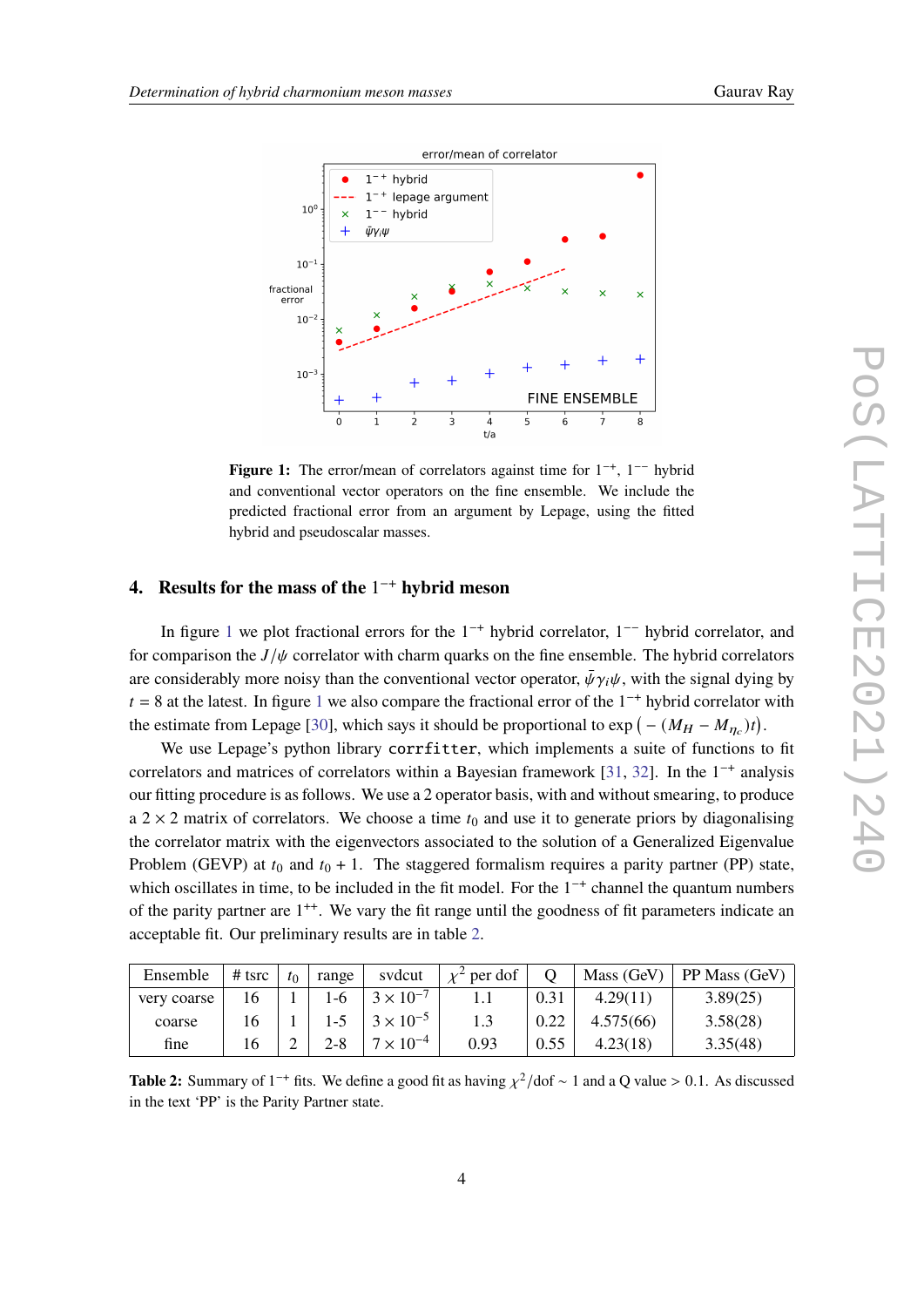**Figure 1:** The error/mean of correlators against time for $1^{-+}$, $1^{--}$ hybrid and conventional vector operators on the fine ensemble. We include the predicted fractional error from an argument by Lepage, using the fitted hybrid and pseudoscalar masses.

## 4. Results for the mass of the $1^{-+}$ hybrid meson

In figure 1 we plot fractional errors for the $1^{-+}$ hybrid correlator, $1^{--}$ hybrid correlator, and for comparison the $J/\psi$ correlator with charm quarks on the fine ensemble. The hybrid correlators are considerably more noisy than the conventional vector operator, $\bar{\psi}\gamma_i\psi$, with the signal dying by $t = 8$ at the latest. In figure 1 we also compare the fractional error of the $1^{-+}$ hybrid correlator with the estimate from Lepage [30], which says it should be proportional to $\exp\big(-(M_H - M_{\eta_c})t\big)$.

We use Lepage's python library `corrfitter`, which implements a suite of functions to fit correlators and matrices of correlators within a Bayesian framework [31, 32]. In the $1^{-+}$ analysis our fitting procedure is as follows. We use a 2 operator basis, with and without smearing, to produce a $2 \times 2$ matrix of correlators. We choose a time $t_0$ and use it to generate priors by diagonalising the correlator matrix with the eigenvectors associated to the solution of a Generalized Eigenvalue Problem (GEVP) at $t_0$ and $t_0 + 1$. The staggered formalism requires a parity partner (PP) state, which oscillates in time, to be included in the fit model. For the $1^{-+}$ channel the quantum numbers of the parity partner are $1^{++}$. We vary the fit range until the goodness of fit parameters indicate an acceptable fit. Our preliminary results are in table 2.

| Ensemble | # tsrc | $t_0$ | range | svdcut | $\chi^2$ per dof | Q | Mass (GeV) | PP Mass (GeV) |
|---|---|---|---|---|---|---|---|---|
| very coarse | 16 | 1 | 1-6 | $3 \times 10^{-7}$ | 1.1 | 0.31 | 4.29(11) | 3.89(25) |
| coarse | 16 | 1 | 1-5 | $3 \times 10^{-5}$ | 1.3 | 0.22 | 4.575(66) | 3.58(28) |
| fine | 16 | 2 | 2-8 | $7 \times 10^{-4}$ | 0.93 | 0.55 | 4.23(18) | 3.35(48) |

**Table 2:** Summary of $1^{-+}$ fits. We define a good fit as having $\chi^2/\text{dof} \sim 1$ and a Q value $> 0.1$. As discussed in the text 'PP' is the Parity Partner state.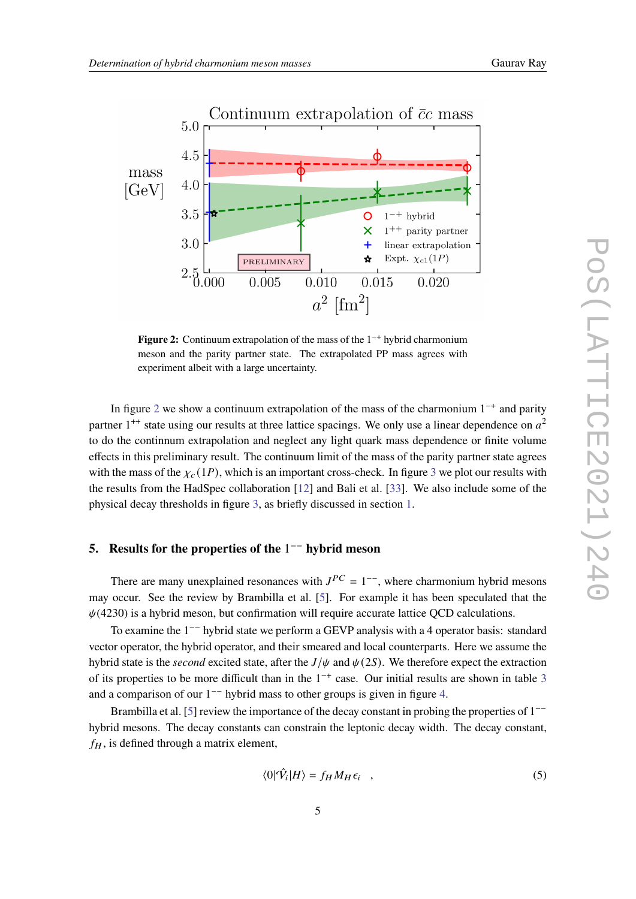**Figure 2:** Continuum extrapolation of the mass of the $1^{-+}$ hybrid charmonium meson and the parity partner state. The extrapolated PP mass agrees with experiment albeit with a large uncertainty.

In figure 2 we show a continuum extrapolation of the mass of the charmonium $1^{-+}$ and parity partner $1^{++}$ state using our results at three lattice spacings. We only use a linear dependence on $a^2$ to do the continnum extrapolation and neglect any light quark mass dependence or finite volume effects in this preliminary result. The continuum limit of the mass of the parity partner state agrees with the mass of the $\chi_c(1P)$, which is an important cross-check. In figure 3 we plot our results with the results from the HadSpec collaboration [12] and Bali et al. [33]. We also include some of the physical decay thresholds in figure 3, as briefly discussed in section 1.

## 5. Results for the properties of the $1^{--}$ hybrid meson

There are many unexplained resonances with $J^{PC} = 1^{--}$, where charmonium hybrid mesons may occur. See the review by Brambilla et al. [5]. For example it has been speculated that the $\psi(4230)$ is a hybrid meson, but confirmation will require accurate lattice QCD calculations.

To examine the $1^{--}$ hybrid state we perform a GEVP analysis with a 4 operator basis: standard vector operator, the hybrid operator, and their smeared and local counterparts. Here we assume the hybrid state is the *second* excited state, after the $J/\psi$ and $\psi(2S)$. We therefore expect the extraction of its properties to be more difficult than in the $1^{-+}$ case. Our initial results are shown in table 3 and a comparison of our $1^{--}$ hybrid mass to other groups is given in figure 4.

Brambilla et al. [5] review the importance of the decay constant in probing the properties of $1^{--}$ hybrid mesons. The decay constants can constrain the leptonic decay width. The decay constant, $f_H$, is defined through a matrix element,

$$\langle 0|\hat{\mathcal{V}}_i|H\rangle = f_H M_H \epsilon_i \quad , \tag{5}$$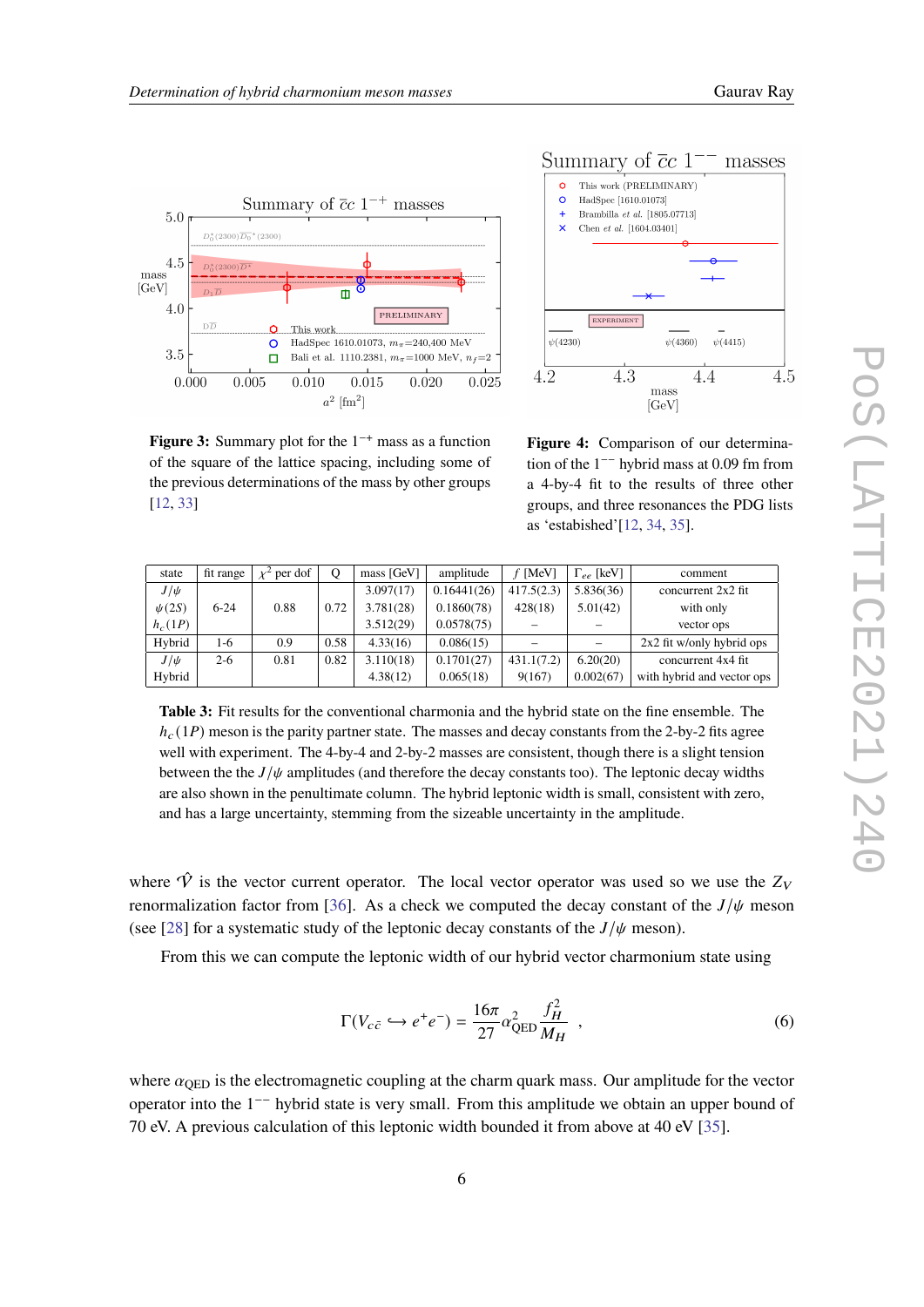**Figure 3:** Summary plot for the $1^{-+}$ mass as a function of the square of the lattice spacing, including some of the previous determinations of the mass by other groups [12, 33]

**Figure 4:** Comparison of our determination of the $1^{--}$ hybrid mass at 0.09 fm from a 4-by-4 fit to the results of three other groups, and three resonances the PDG lists as 'estabished'[12, 34, 35].

| state | fit range | $\chi^2$ per dof | Q | mass [GeV] | amplitude | $f$ [MeV] | $\Gamma_{ee}$ [keV] | comment |
|---|---|---|---|---|---|---|---|---|
| $J/\psi$ | | | | 3.097(17) | 0.16441(26) | 417.5(2.3) | 5.836(36) | concurrent 2x2 fit |
| $\psi(2S)$ | 6-24 | 0.88 | 0.72 | 3.781(28) | 0.1860(78) | 428(18) | 5.01(42) | with only |
| $h_c(1P)$ | | | | 3.512(29) | 0.0578(75) | – | – | vector ops |
| Hybrid | 1-6 | 0.9 | 0.58 | 4.33(16) | 0.086(15) | – | – | 2x2 fit w/only hybrid ops |
| $J/\psi$ | 2-6 | 0.81 | 0.82 | 3.110(18) | 0.1701(27) | 431.1(7.2) | 6.20(20) | concurrent 4x4 fit |
| Hybrid | | | | 4.38(12) | 0.065(18) | 9(167) | 0.002(67) | with hybrid and vector ops |

**Table 3:** Fit results for the conventional charmonia and the hybrid state on the fine ensemble. The $h_c(1P)$ meson is the parity partner state. The masses and decay constants from the 2-by-2 fits agree well with experiment. The 4-by-4 and 2-by-2 masses are consistent, though there is a slight tension between the the $J/\psi$ amplitudes (and therefore the decay constants too). The leptonic decay widths are also shown in the penultimate column. The hybrid leptonic width is small, consistent with zero, and has a large uncertainty, stemming from the sizeable uncertainty in the amplitude.

where $\hat{\mathcal{V}}$ is the vector current operator. The local vector operator was used so we use the $Z_V$ renormalization factor from [36]. As a check we computed the decay constant of the $J/\psi$ meson (see [28] for a systematic study of the leptonic decay constants of the $J/\psi$ meson).

From this we can compute the leptonic width of our hybrid vector charmonium state using

$$\Gamma(V_{c\bar{c}} \hookrightarrow e^+e^-) = \frac{16\pi}{27}\alpha_{\text{QED}}^2 \frac{f_H^2}{M_H} \quad , \tag{6}$$

where $\alpha_{\text{QED}}$ is the electromagnetic coupling at the charm quark mass. Our amplitude for the vector operator into the $1^{--}$ hybrid state is very small. From this amplitude we obtain an upper bound of 70 eV. A previous calculation of this leptonic width bounded it from above at 40 eV [35].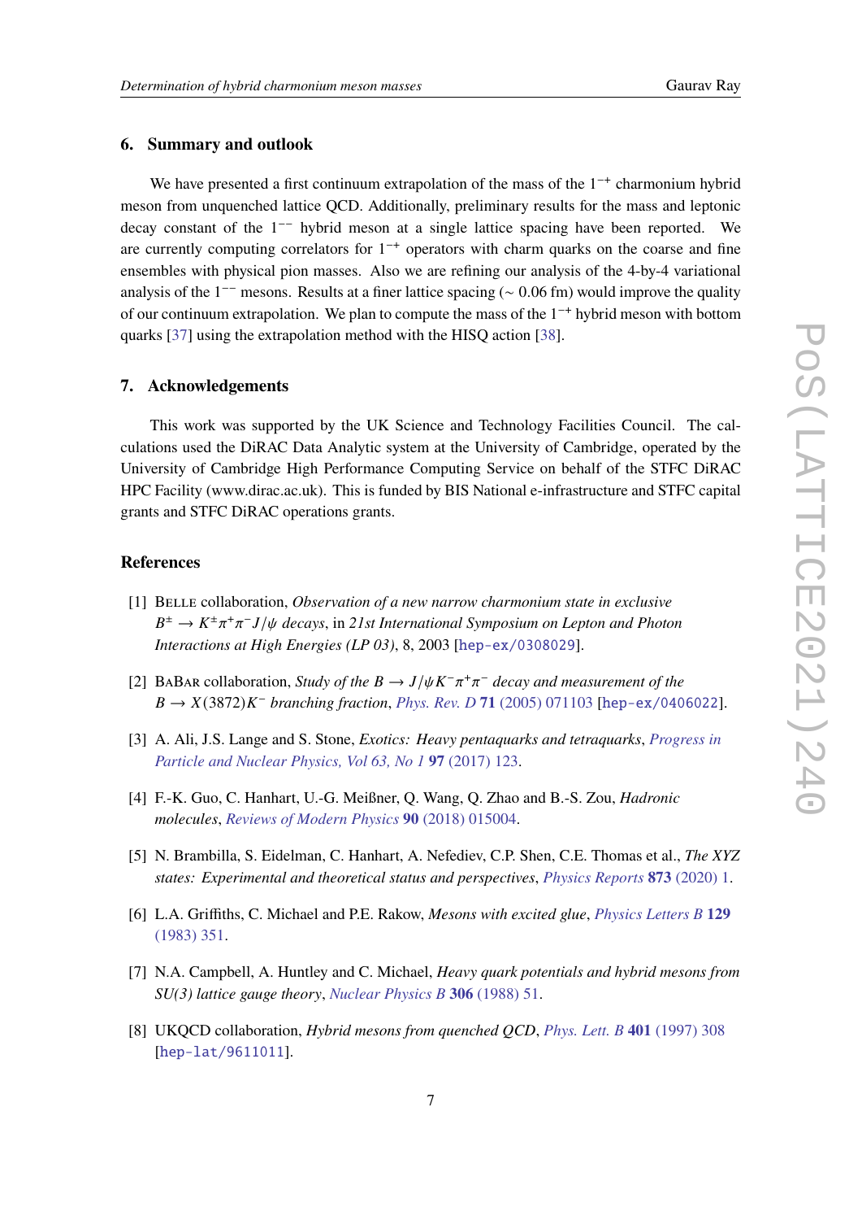## 6. Summary and outlook

We have presented a first continuum extrapolation of the mass of the $1^{-+}$ charmonium hybrid meson from unquenched lattice QCD. Additionally, preliminary results for the mass and leptonic decay constant of the $1^{--}$ hybrid meson at a single lattice spacing have been reported. We are currently computing correlators for $1^{-+}$ operators with charm quarks on the coarse and fine ensembles with physical pion masses. Also we are refining our analysis of the 4-by-4 variational analysis of the $1^{--}$ mesons. Results at a finer lattice spacing ($\sim$ 0.06 fm) would improve the quality of our continuum extrapolation. We plan to compute the mass of the $1^{-+}$ hybrid meson with bottom quarks [37] using the extrapolation method with the HISQ action [38].

## 7. Acknowledgements

This work was supported by the UK Science and Technology Facilities Council. The calculations used the DiRAC Data Analytic system at the University of Cambridge, operated by the University of Cambridge High Performance Computing Service on behalf of the STFC DiRAC HPC Facility (www.dirac.ac.uk). This is funded by BIS National e-infrastructure and STFC capital grants and STFC DiRAC operations grants.

## References

[1] Belle collaboration, *Observation of a new narrow charmonium state in exclusive $B^{\pm} \to K^{\pm}\pi^{+}\pi^{-}J/\psi$ decays*, in *21st International Symposium on Lepton and Photon Interactions at High Energies (LP 03)*, 8, 2003 [hep-ex/0308029].

[2] BaBar collaboration, *Study of the $B \to J/\psi K^{-}\pi^{+}\pi^{-}$ decay and measurement of the $B \to X(3872)K^{-}$ branching fraction*, Phys. Rev. D **71** (2005) 071103 [hep-ex/0406022].

[3] A. Ali, J.S. Lange and S. Stone, *Exotics: Heavy pentaquarks and tetraquarks*, Progress in Particle and Nuclear Physics, Vol 63, No 1 **97** (2017) 123.

[4] F.-K. Guo, C. Hanhart, U.-G. Meißner, Q. Wang, Q. Zhao and B.-S. Zou, *Hadronic molecules*, Reviews of Modern Physics **90** (2018) 015004.

[5] N. Brambilla, S. Eidelman, C. Hanhart, A. Nefediev, C.P. Shen, C.E. Thomas et al., *The XYZ states: Experimental and theoretical status and perspectives*, Physics Reports **873** (2020) 1.

[6] L.A. Griffiths, C. Michael and P.E. Rakow, *Mesons with excited glue*, Physics Letters B **129** (1983) 351.

[7] N.A. Campbell, A. Huntley and C. Michael, *Heavy quark potentials and hybrid mesons from SU(3) lattice gauge theory*, Nuclear Physics B **306** (1988) 51.

[8] UKQCD collaboration, *Hybrid mesons from quenched QCD*, Phys. Lett. B **401** (1997) 308 [hep-lat/9611011].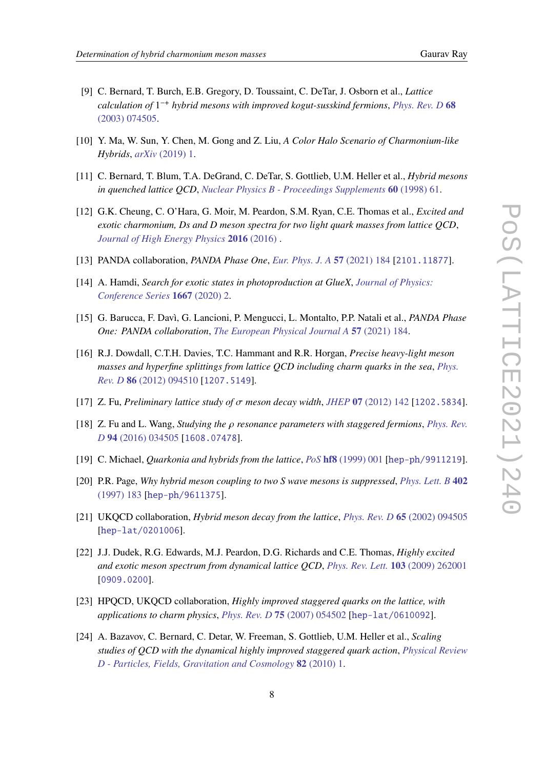[9] C. Bernard, T. Burch, E.B. Gregory, D. Toussaint, C. DeTar, J. Osborn et al., *Lattice calculation of* $1^{-+}$ *hybrid mesons with improved kogut-susskind fermions*, *Phys. Rev. D* **68** (2003) 074505.

[10] Y. Ma, W. Sun, Y. Chen, M. Gong and Z. Liu, *A Color Halo Scenario of Charmonium-like Hybrids*, *arXiv* (2019) 1.

[11] C. Bernard, T. Blum, T.A. DeGrand, C. DeTar, S. Gottlieb, U.M. Heller et al., *Hybrid mesons in quenched lattice QCD*, *Nuclear Physics B - Proceedings Supplements* **60** (1998) 61.

[12] G.K. Cheung, C. O'Hara, G. Moir, M. Peardon, S.M. Ryan, C.E. Thomas et al., *Excited and exotic charmonium, Ds and D meson spectra for two light quark masses from lattice QCD*, *Journal of High Energy Physics* **2016** (2016) .

[13] PANDA collaboration, *PANDA Phase One*, *Eur. Phys. J. A* **57** (2021) 184 [2101.11877].

[14] A. Hamdi, *Search for exotic states in photoproduction at GlueX*, *Journal of Physics: Conference Series* **1667** (2020) 2.

[15] G. Barucca, F. Davì, G. Lancioni, P. Mengucci, L. Montalto, P.P. Natali et al., *PANDA Phase One: PANDA collaboration*, *The European Physical Journal A* **57** (2021) 184.

[16] R.J. Dowdall, C.T.H. Davies, T.C. Hammant and R.R. Horgan, *Precise heavy-light meson masses and hyperfine splittings from lattice QCD including charm quarks in the sea*, *Phys. Rev. D* **86** (2012) 094510 [1207.5149].

[17] Z. Fu, *Preliminary lattice study of* $\sigma$ *meson decay width*, *JHEP* **07** (2012) 142 [1202.5834].

[18] Z. Fu and L. Wang, *Studying the* $\rho$ *resonance parameters with staggered fermions*, *Phys. Rev. D* **94** (2016) 034505 [1608.07478].

[19] C. Michael, *Quarkonia and hybrids from the lattice*, *PoS* **hf8** (1999) 001 [hep-ph/9911219].

[20] P.R. Page, *Why hybrid meson coupling to two S wave mesons is suppressed*, *Phys. Lett. B* **402** (1997) 183 [hep-ph/9611375].

[21] UKQCD collaboration, *Hybrid meson decay from the lattice*, *Phys. Rev. D* **65** (2002) 094505 [hep-lat/0201006].

[22] J.J. Dudek, R.G. Edwards, M.J. Peardon, D.G. Richards and C.E. Thomas, *Highly excited and exotic meson spectrum from dynamical lattice QCD*, *Phys. Rev. Lett.* **103** (2009) 262001 [0909.0200].

[23] HPQCD, UKQCD collaboration, *Highly improved staggered quarks on the lattice, with applications to charm physics*, *Phys. Rev. D* **75** (2007) 054502 [hep-lat/0610092].

[24] A. Bazavov, C. Bernard, C. Detar, W. Freeman, S. Gottlieb, U.M. Heller et al., *Scaling studies of QCD with the dynamical highly improved staggered quark action*, *Physical Review D - Particles, Fields, Gravitation and Cosmology* **82** (2010) 1.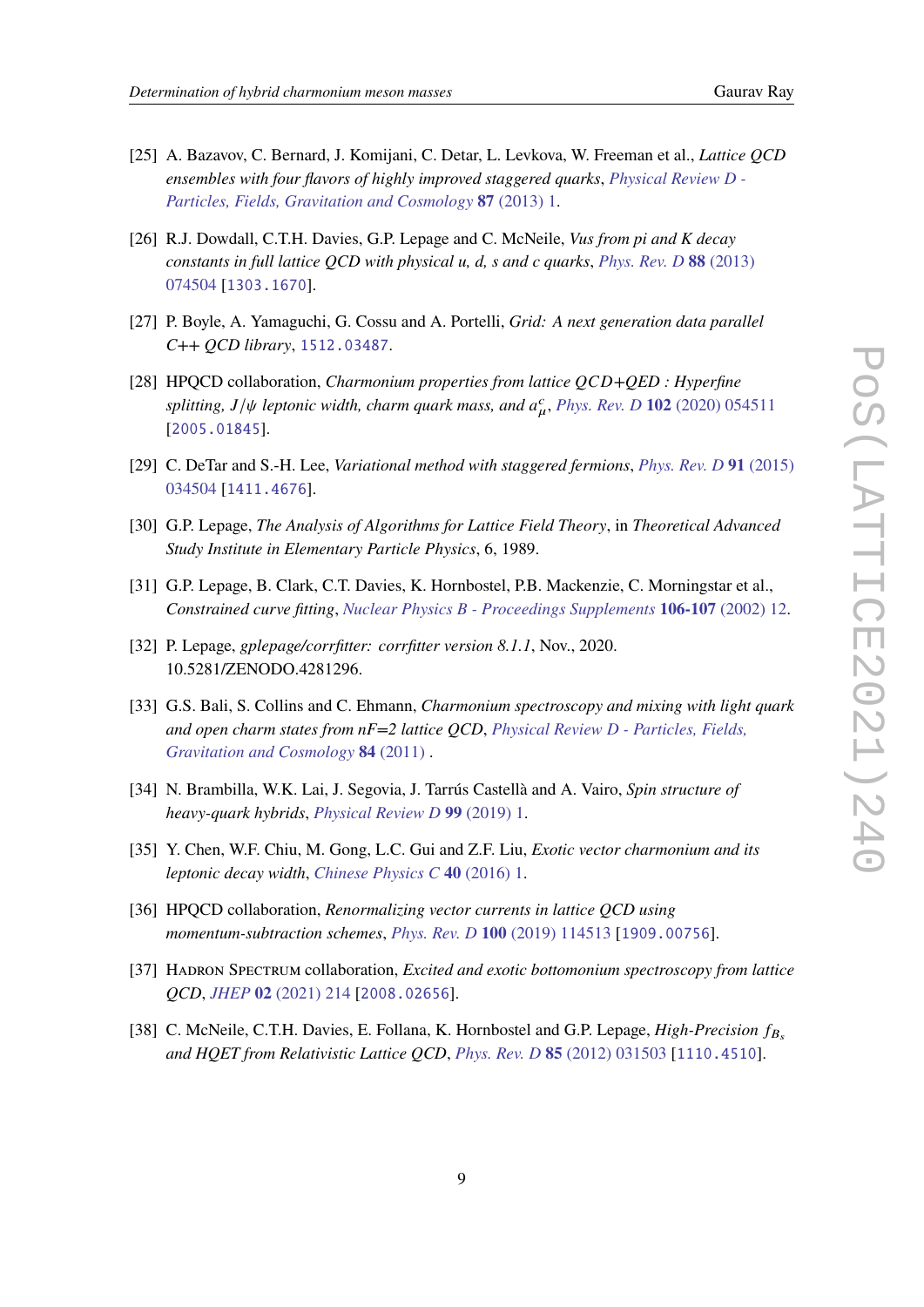[25] A. Bazavov, C. Bernard, J. Komijani, C. Detar, L. Levkova, W. Freeman et al., *Lattice QCD ensembles with four flavors of highly improved staggered quarks*, Physical Review D - Particles, Fields, Gravitation and Cosmology **87** (2013) 1.

[26] R.J. Dowdall, C.T.H. Davies, G.P. Lepage and C. McNeile, *Vus from pi and K decay constants in full lattice QCD with physical u, d, s and c quarks*, Phys. Rev. D **88** (2013) 074504 [1303.1670].

[27] P. Boyle, A. Yamaguchi, G. Cossu and A. Portelli, *Grid: A next generation data parallel C++ QCD library*, 1512.03487.

[28] HPQCD collaboration, *Charmonium properties from lattice QCD+QED : Hyperfine splitting, $J/\psi$ leptonic width, charm quark mass, and $a_\mu^c$*, Phys. Rev. D **102** (2020) 054511 [2005.01845].

[29] C. DeTar and S.-H. Lee, *Variational method with staggered fermions*, Phys. Rev. D **91** (2015) 034504 [1411.4676].

[30] G.P. Lepage, *The Analysis of Algorithms for Lattice Field Theory*, in *Theoretical Advanced Study Institute in Elementary Particle Physics*, 6, 1989.

[31] G.P. Lepage, B. Clark, C.T. Davies, K. Hornbostel, P.B. Mackenzie, C. Morningstar et al., *Constrained curve fitting*, Nuclear Physics B - Proceedings Supplements **106-107** (2002) 12.

[32] P. Lepage, *gplepage/corrfitter: corrfitter version 8.1.1*, Nov., 2020. 10.5281/ZENODO.4281296.

[33] G.S. Bali, S. Collins and C. Ehmann, *Charmonium spectroscopy and mixing with light quark and open charm states from nF=2 lattice QCD*, Physical Review D - Particles, Fields, Gravitation and Cosmology **84** (2011) .

[34] N. Brambilla, W.K. Lai, J. Segovia, J. Tarrús Castellà and A. Vairo, *Spin structure of heavy-quark hybrids*, Physical Review D **99** (2019) 1.

[35] Y. Chen, W.F. Chiu, M. Gong, L.C. Gui and Z.F. Liu, *Exotic vector charmonium and its leptonic decay width*, Chinese Physics C **40** (2016) 1.

[36] HPQCD collaboration, *Renormalizing vector currents in lattice QCD using momentum-subtraction schemes*, Phys. Rev. D **100** (2019) 114513 [1909.00756].

[37] Hadron Spectrum collaboration, *Excited and exotic bottomonium spectroscopy from lattice QCD*, JHEP **02** (2021) 214 [2008.02656].

[38] C. McNeile, C.T.H. Davies, E. Follana, K. Hornbostel and G.P. Lepage, *High-Precision $f_{B_s}$ and HQET from Relativistic Lattice QCD*, Phys. Rev. D **85** (2012) 031503 [1110.4510].